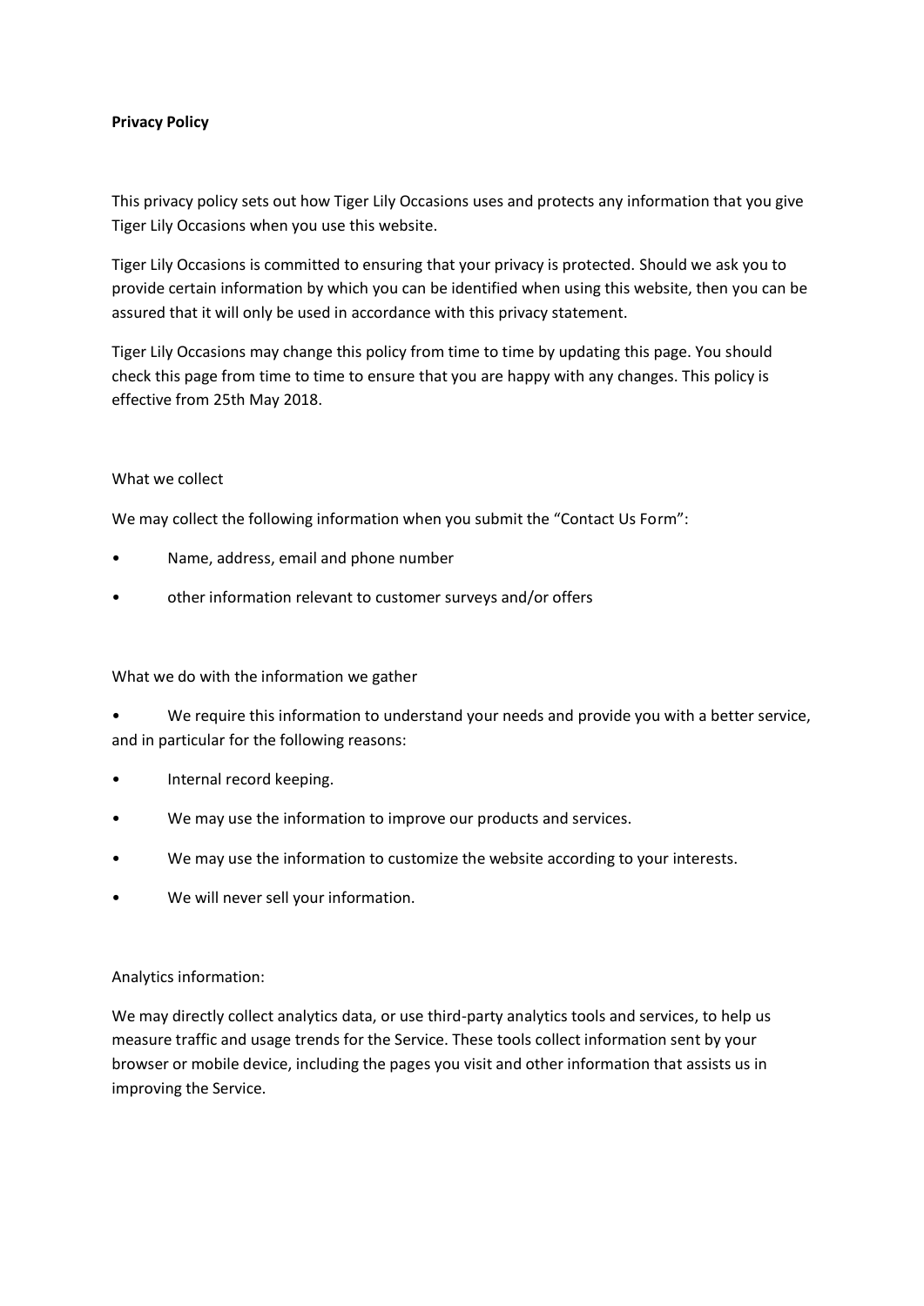**Privacy Policy**

This privacy policy sets out how Tiger Lily Occasions uses and protects any information that you give Tiger Lily Occasions when you use this website.

Tiger Lily Occasions is committed to ensuring that your privacy is protected. Should we ask you to provide certain information by which you can be identified when using this website, then you can be assured that it will only be used in accordance with this privacy statement.

Tiger Lily Occasions may change this policy from time to time by updating this page. You should check this page from time to time to ensure that you are happy with any changes. This policy is effective from 25th May 2018.

What we collect

We may collect the following information when you submit the "Contact Us Form":

- Name, address, email and phone number
- other information relevant to customer surveys and/or offers

What we do with the information we gather

- We require this information to understand your needs and provide you with a better service, and in particular for the following reasons:
- Internal record keeping.
- We may use the information to improve our products and services.
- We may use the information to customize the website according to your interests.
- We will never sell your information.

Analytics information:

We may directly collect analytics data, or use third-party analytics tools and services, to help us measure traffic and usage trends for the Service. These tools collect information sent by your browser or mobile device, including the pages you visit and other information that assists us in improving the Service.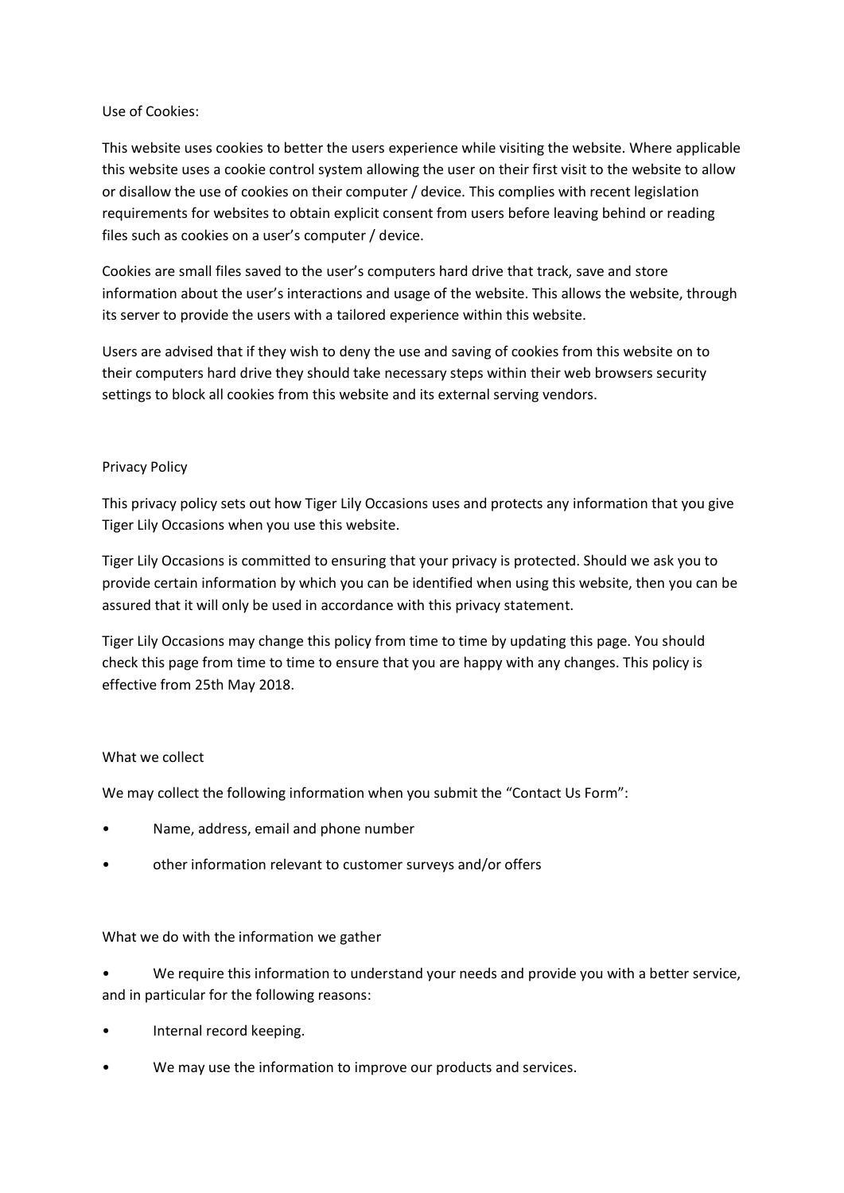## Use of Cookies:

This website uses cookies to better the users experience while visiting the website. Where applicable this website uses a cookie control system allowing the user on their first visit to the website to allow or disallow the use of cookies on their computer / device. This complies with recent legislation requirements for websites to obtain explicit consent from users before leaving behind or reading files such as cookies on a user's computer / device.

Cookies are small files saved to the user's computers hard drive that track, save and store information about the user's interactions and usage of the website. This allows the website, through its server to provide the users with a tailored experience within this website.

Users are advised that if they wish to deny the use and saving of cookies from this website on to their computers hard drive they should take necessary steps within their web browsers security settings to block all cookies from this website and its external serving vendors.

## Privacy Policy

This privacy policy sets out how Tiger Lily Occasions uses and protects any information that you give Tiger Lily Occasions when you use this website.

Tiger Lily Occasions is committed to ensuring that your privacy is protected. Should we ask you to provide certain information by which you can be identified when using this website, then you can be assured that it will only be used in accordance with this privacy statement.

Tiger Lily Occasions may change this policy from time to time by updating this page. You should check this page from time to time to ensure that you are happy with any changes. This policy is effective from 25th May 2018.

## What we collect

We may collect the following information when you submit the "Contact Us Form":

- Name, address, email and phone number
- other information relevant to customer surveys and/or offers

## What we do with the information we gather

- We require this information to understand your needs and provide you with a better service, and in particular for the following reasons:
- Internal record keeping.
- We may use the information to improve our products and services.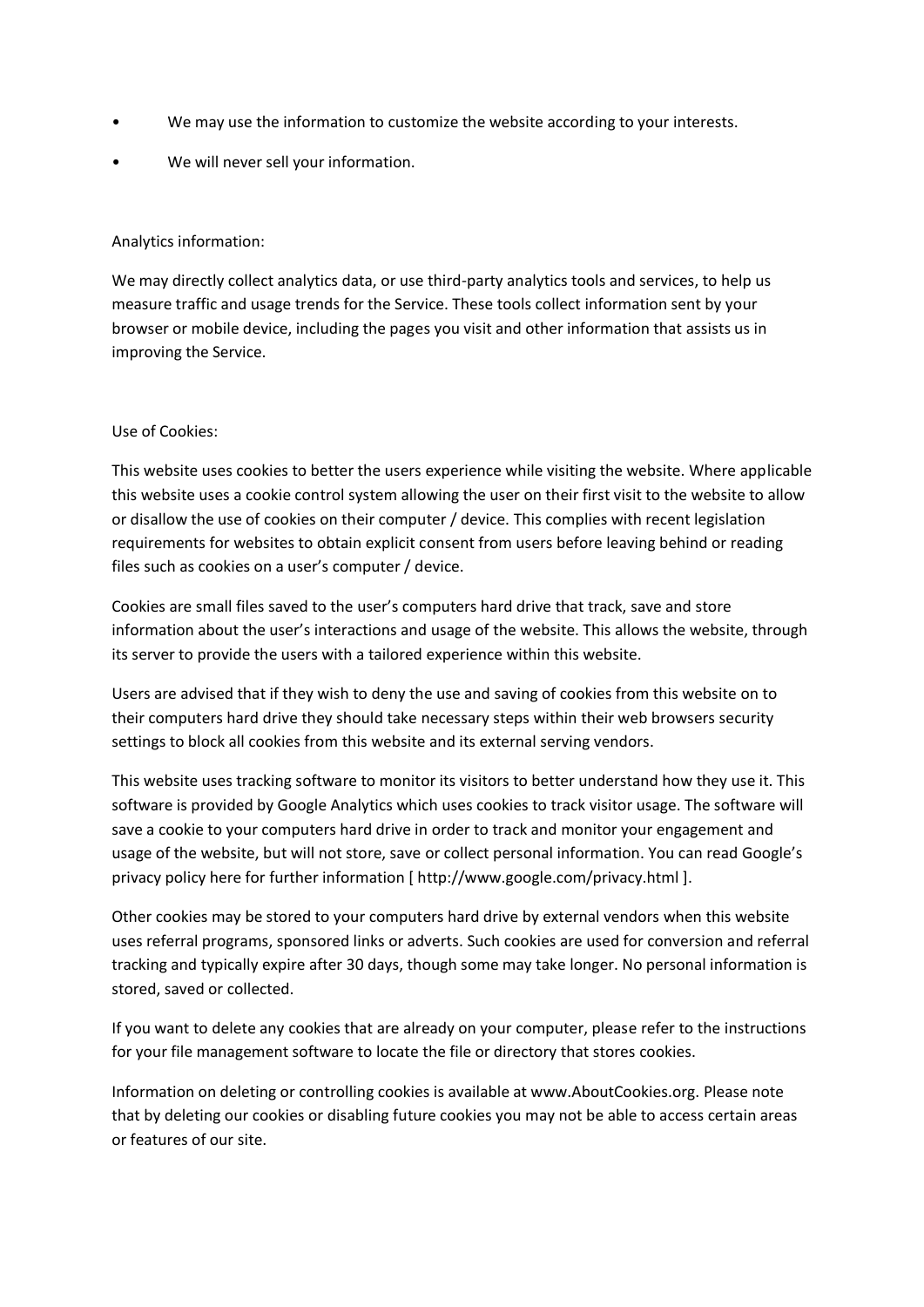- We may use the information to customize the website according to your interests.
- We will never sell your information.

Analytics information:

We may directly collect analytics data, or use third-party analytics tools and services, to help us measure traffic and usage trends for the Service. These tools collect information sent by your browser or mobile device, including the pages you visit and other information that assists us in improving the Service.

Use of Cookies:

This website uses cookies to better the users experience while visiting the website. Where applicable this website uses a cookie control system allowing the user on their first visit to the website to allow or disallow the use of cookies on their computer / device. This complies with recent legislation requirements for websites to obtain explicit consent from users before leaving behind or reading files such as cookies on a user's computer / device.

Cookies are small files saved to the user's computers hard drive that track, save and store information about the user's interactions and usage of the website. This allows the website, through its server to provide the users with a tailored experience within this website.

Users are advised that if they wish to deny the use and saving of cookies from this website on to their computers hard drive they should take necessary steps within their web browsers security settings to block all cookies from this website and its external serving vendors.

This website uses tracking software to monitor its visitors to better understand how they use it. This software is provided by Google Analytics which uses cookies to track visitor usage. The software will save a cookie to your computers hard drive in order to track and monitor your engagement and usage of the website, but will not store, save or collect personal information. You can read Google's privacy policy here for further information [ http://www.google.com/privacy.html ].

Other cookies may be stored to your computers hard drive by external vendors when this website uses referral programs, sponsored links or adverts. Such cookies are used for conversion and referral tracking and typically expire after 30 days, though some may take longer. No personal information is stored, saved or collected.

If you want to delete any cookies that are already on your computer, please refer to the instructions for your file management software to locate the file or directory that stores cookies.

Information on deleting or controlling cookies is available at www.AboutCookies.org. Please note that by deleting our cookies or disabling future cookies you may not be able to access certain areas or features of our site.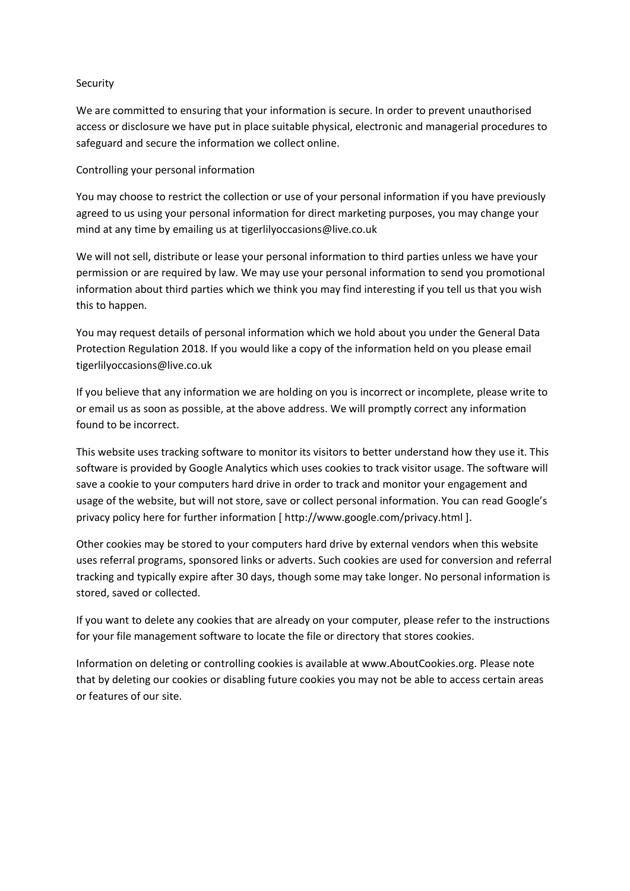## Security

We are committed to ensuring that your information is secure. In order to prevent unauthorised access or disclosure we have put in place suitable physical, electronic and managerial procedures to safeguard and secure the information we collect online.

## Controlling your personal information

You may choose to restrict the collection or use of your personal information if you have previously agreed to us using your personal information for direct marketing purposes, you may change your mind at any time by emailing us at tigerlilyoccasions@live.co.uk

We will not sell, distribute or lease your personal information to third parties unless we have your permission or are required by law. We may use your personal information to send you promotional information about third parties which we think you may find interesting if you tell us that you wish this to happen.

You may request details of personal information which we hold about you under the General Data Protection Regulation 2018. If you would like a copy of the information held on you please email tigerlilyoccasions@live.co.uk

If you believe that any information we are holding on you is incorrect or incomplete, please write to or email us as soon as possible, at the above address. We will promptly correct any information found to be incorrect.

This website uses tracking software to monitor its visitors to better understand how they use it. This software is provided by Google Analytics which uses cookies to track visitor usage. The software will save a cookie to your computers hard drive in order to track and monitor your engagement and usage of the website, but will not store, save or collect personal information. You can read Google's privacy policy here for further information [ http://www.google.com/privacy.html ].

Other cookies may be stored to your computers hard drive by external vendors when this website uses referral programs, sponsored links or adverts. Such cookies are used for conversion and referral tracking and typically expire after 30 days, though some may take longer. No personal information is stored, saved or collected.

If you want to delete any cookies that are already on your computer, please refer to the instructions for your file management software to locate the file or directory that stores cookies.

Information on deleting or controlling cookies is available at www.AboutCookies.org. Please note that by deleting our cookies or disabling future cookies you may not be able to access certain areas or features of our site.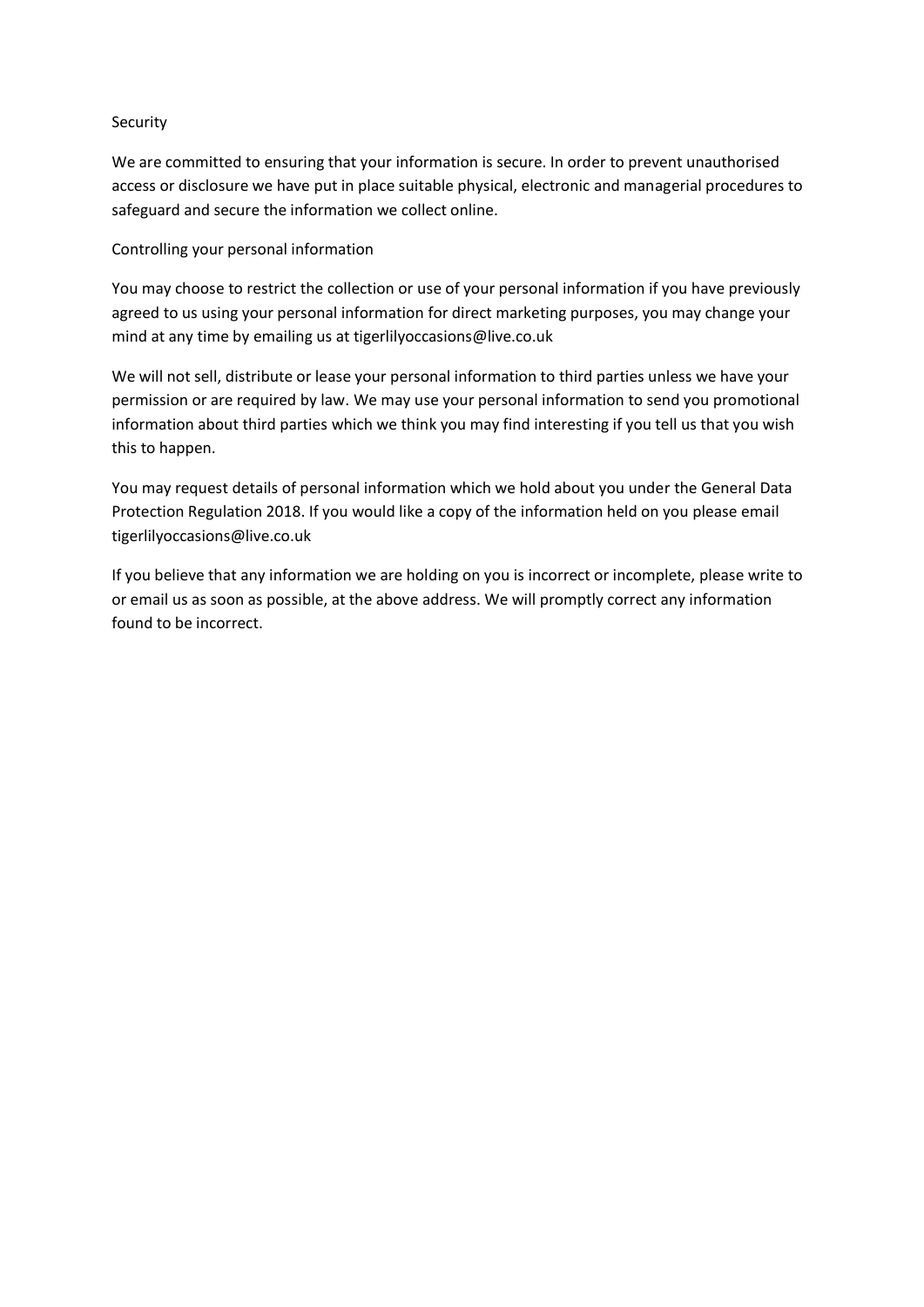## Security

We are committed to ensuring that your information is secure. In order to prevent unauthorised access or disclosure we have put in place suitable physical, electronic and managerial procedures to safeguard and secure the information we collect online.

## Controlling your personal information

You may choose to restrict the collection or use of your personal information if you have previously agreed to us using your personal information for direct marketing purposes, you may change your mind at any time by emailing us at tigerlilyoccasions@live.co.uk

We will not sell, distribute or lease your personal information to third parties unless we have your permission or are required by law. We may use your personal information to send you promotional information about third parties which we think you may find interesting if you tell us that you wish this to happen.

You may request details of personal information which we hold about you under the General Data Protection Regulation 2018. If you would like a copy of the information held on you please email tigerlilyoccasions@live.co.uk

If you believe that any information we are holding on you is incorrect or incomplete, please write to or email us as soon as possible, at the above address. We will promptly correct any information found to be incorrect.